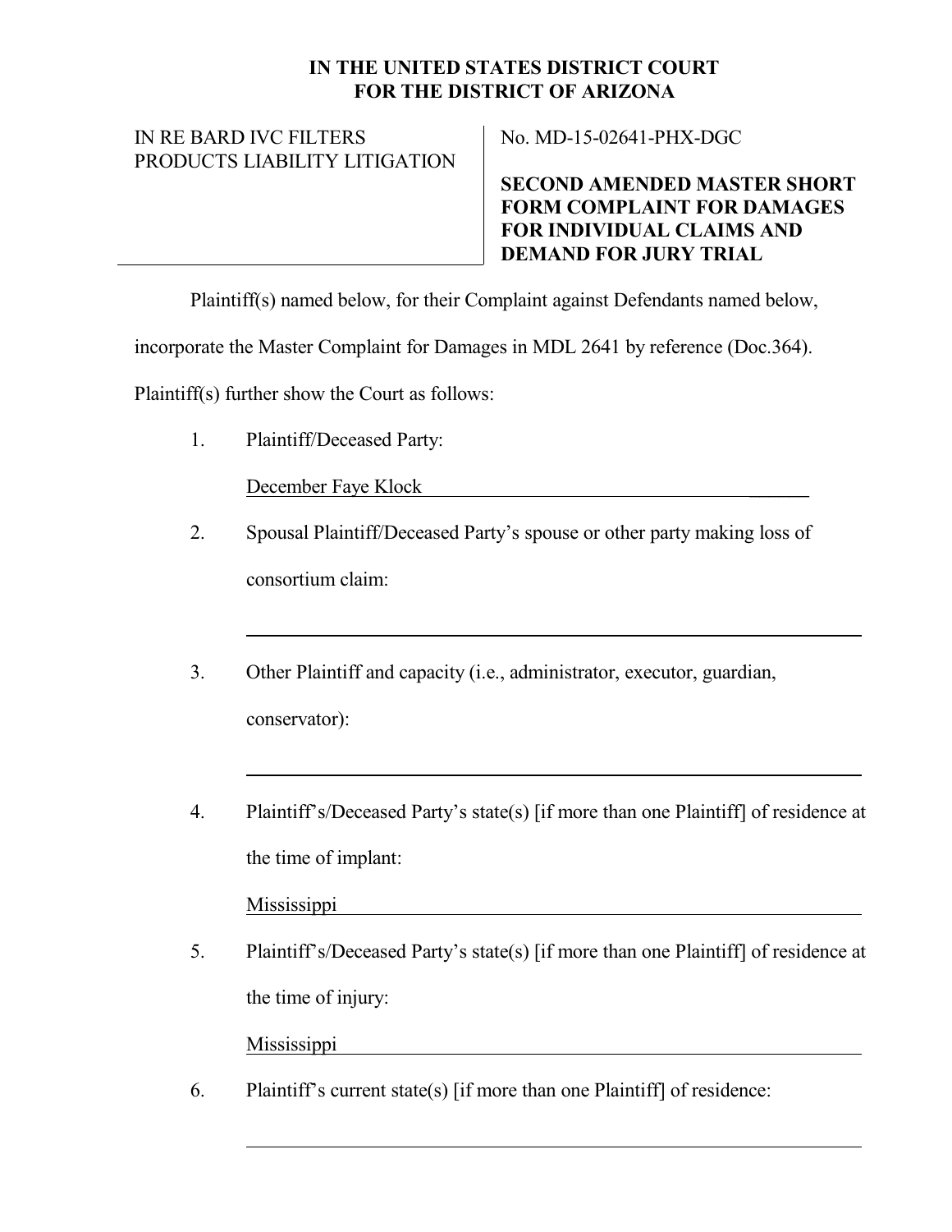**IN THE UNITED STATES DISTRICT COURT**
**FOR THE DISTRICT OF ARIZONA**

| | |
|---|---|
| IN RE BARD IVC FILTERS PRODUCTS LIABILITY LITIGATION | No. MD-15-02641-PHX-DGC<br><br>**SECOND AMENDED MASTER SHORT FORM COMPLAINT FOR DAMAGES FOR INDIVIDUAL CLAIMS AND DEMAND FOR JURY TRIAL** |

Plaintiff(s) named below, for their Complaint against Defendants named below, incorporate the Master Complaint for Damages in MDL 2641 by reference (Doc.364). Plaintiff(s) further show the Court as follows:

1. Plaintiff/Deceased Party:

   December Faye Klock

2. Spousal Plaintiff/Deceased Party's spouse or other party making loss of consortium claim:

   ______________________________

3. Other Plaintiff and capacity (i.e., administrator, executor, guardian, conservator):

   ______________________________

4. Plaintiff's/Deceased Party's state(s) [if more than one Plaintiff] of residence at the time of implant:

   Mississippi

5. Plaintiff's/Deceased Party's state(s) [if more than one Plaintiff] of residence at the time of injury:

   Mississippi

6. Plaintiff's current state(s) [if more than one Plaintiff] of residence:

   ______________________________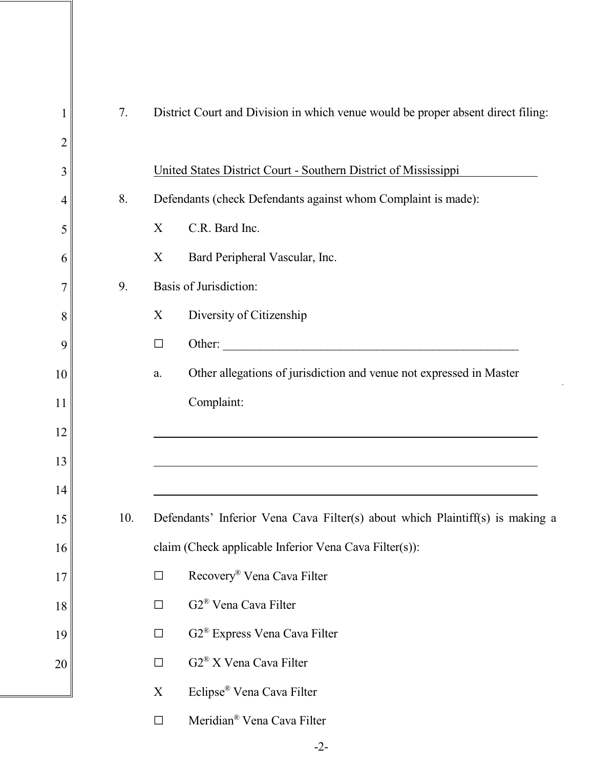7. District Court and Division in which venue would be proper absent direct filing:

   United States District Court - Southern District of Mississippi

8. Defendants (check Defendants against whom Complaint is made):

   X C.R. Bard Inc.

   X Bard Peripheral Vascular, Inc.

9. Basis of Jurisdiction:

   X Diversity of Citizenship

   ☐ Other: ______________________________________________

   a. Other allegations of jurisdiction and venue not expressed in Master Complaint:

   ______________________________________________

   ______________________________________________

   ______________________________________________

10. Defendants' Inferior Vena Cava Filter(s) about which Plaintiff(s) is making a claim (Check applicable Inferior Vena Cava Filter(s)):

   ☐ Recovery® Vena Cava Filter

   ☐ G2® Vena Cava Filter

   ☐ G2® Express Vena Cava Filter

   ☐ G2® X Vena Cava Filter

   X Eclipse® Vena Cava Filter

   ☐ Meridian® Vena Cava Filter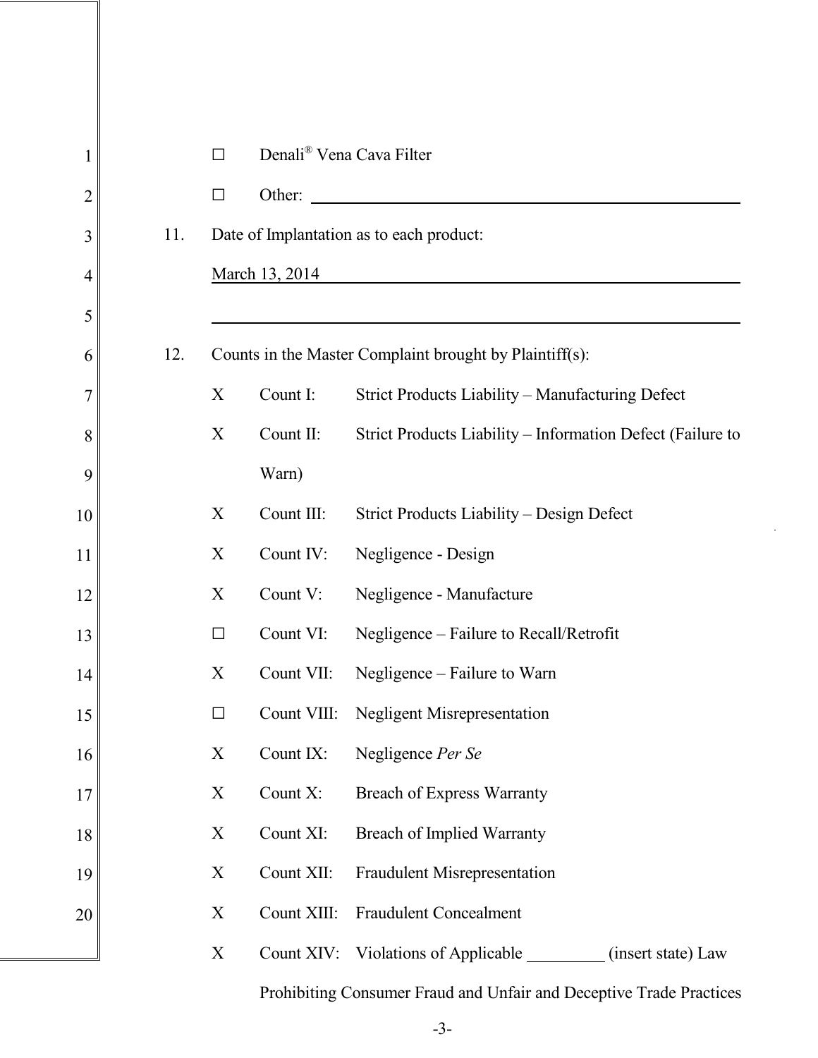☐ Denali® Vena Cava Filter

☐ Other: ______________________________

11. Date of Implantation as to each product:

    March 13, 2014

    ______________________________

12. Counts in the Master Complaint brought by Plaintiff(s):

    X Count I: Strict Products Liability – Manufacturing Defect

    X Count II: Strict Products Liability – Information Defect (Failure to Warn)

    X Count III: Strict Products Liability – Design Defect

    X Count IV: Negligence - Design

    X Count V: Negligence - Manufacture

    ☐ Count VI: Negligence – Failure to Recall/Retrofit

    X Count VII: Negligence – Failure to Warn

    ☐ Count VIII: Negligent Misrepresentation

    X Count IX: Negligence *Per Se*

    X Count X: Breach of Express Warranty

    X Count XI: Breach of Implied Warranty

    X Count XII: Fraudulent Misrepresentation

    X Count XIII: Fraudulent Concealment

    X Count XIV: Violations of Applicable __________ (insert state) Law Prohibiting Consumer Fraud and Unfair and Deceptive Trade Practices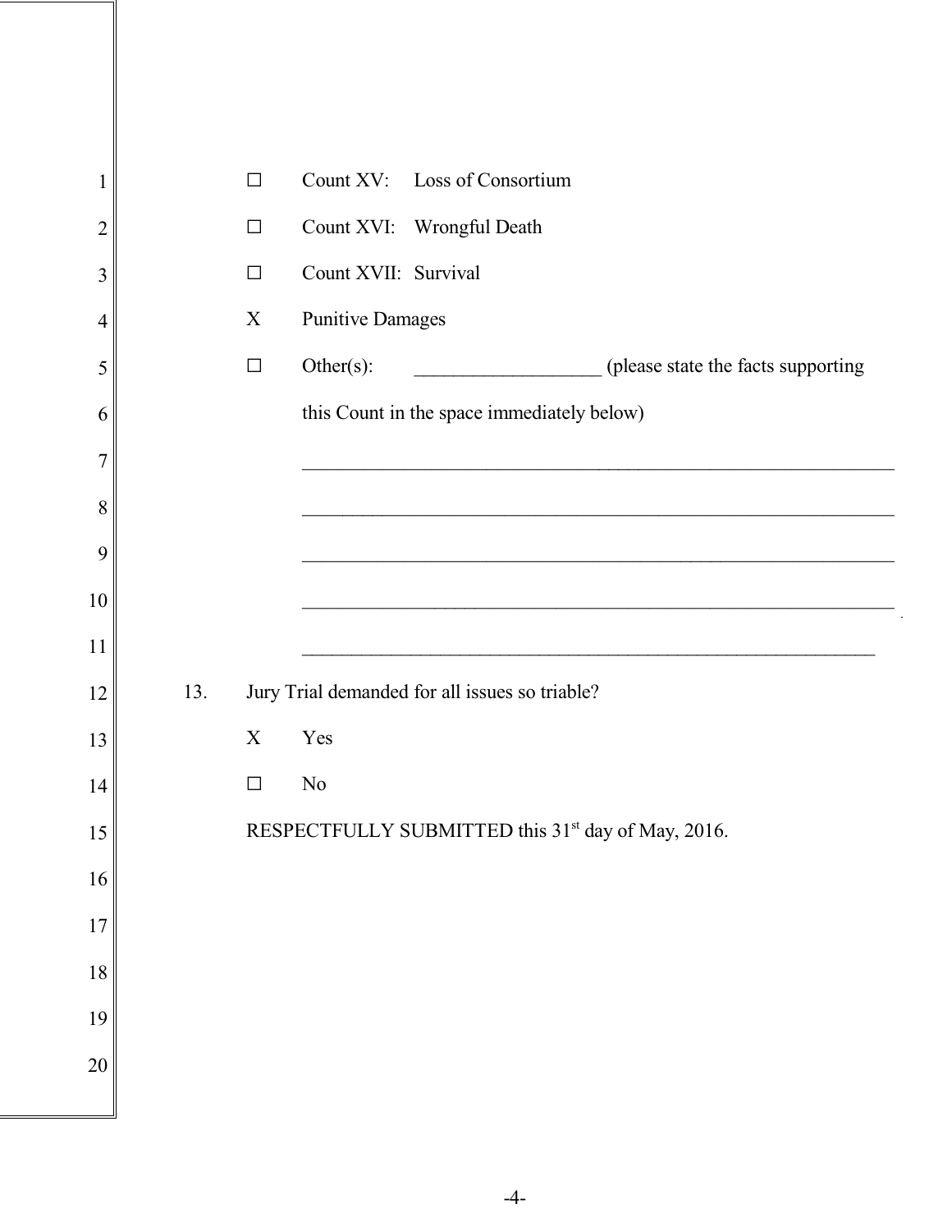- ☐ Count XV: Loss of Consortium
- ☐ Count XVI: Wrongful Death
- ☐ Count XVII: Survival
- X Punitive Damages
- ☐ Other(s): ___________________ (please state the facts supporting this Count in the space immediately below)

_________________________________________________________________

_________________________________________________________________

_________________________________________________________________

_________________________________________________________________

_______________________________________________________________

13. Jury Trial demanded for all issues so triable?

- X Yes
- ☐ No

RESPECTFULLY SUBMITTED this 31st day of May, 2016.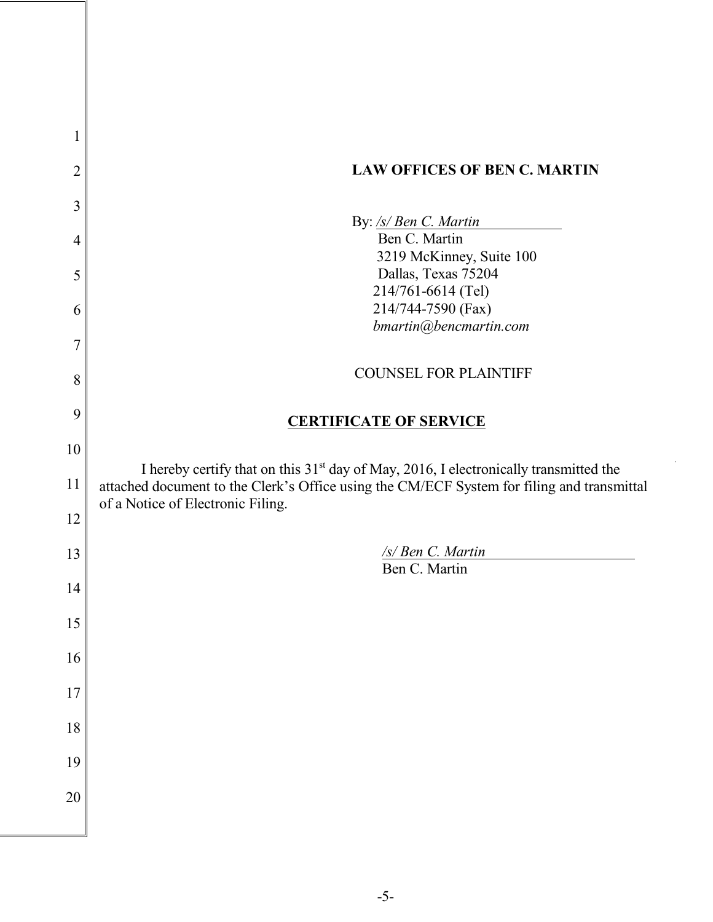**LAW OFFICES OF BEN C. MARTIN**

By: */s/ Ben C. Martin*
Ben C. Martin
3219 McKinney, Suite 100
Dallas, Texas 75204
214/761-6614 (Tel)
214/744-7590 (Fax)
*bmartin@bencmartin.com*

COUNSEL FOR PLAINTIFF

**CERTIFICATE OF SERVICE**

I hereby certify that on this 31st day of May, 2016, I electronically transmitted the attached document to the Clerk's Office using the CM/ECF System for filing and transmittal of a Notice of Electronic Filing.

*/s/ Ben C. Martin*
Ben C. Martin